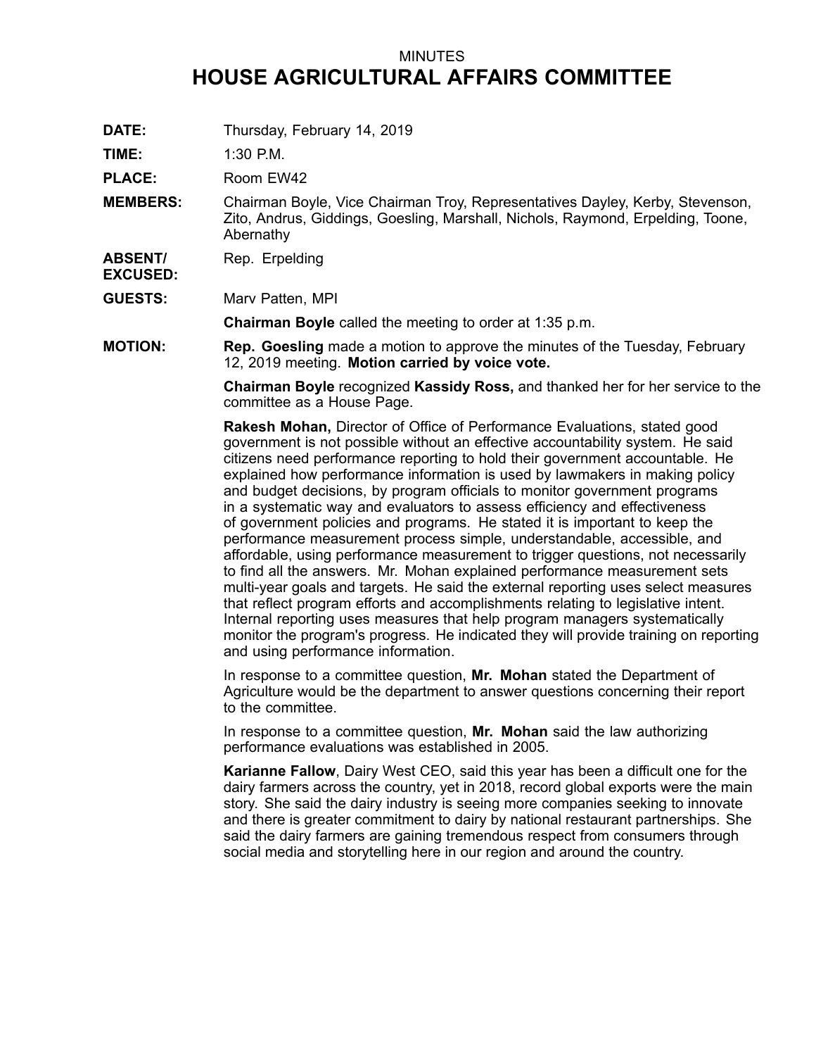MINUTES

# HOUSE AGRICULTURAL AFFAIRS COMMITTEE

**DATE:** Thursday, February 14, 2019

**TIME:** 1:30 P.M.

**PLACE:** Room EW42

**MEMBERS:** Chairman Boyle, Vice Chairman Troy, Representatives Dayley, Kerby, Stevenson, Zito, Andrus, Giddings, Goesling, Marshall, Nichols, Raymond, Erpelding, Toone, Abernathy

**ABSENT/ EXCUSED:** Rep. Erpelding

**GUESTS:** Marv Patten, MPI

**Chairman Boyle** called the meeting to order at 1:35 p.m.

**MOTION:** **Rep. Goesling** made a motion to approve the minutes of the Tuesday, February 12, 2019 meeting. **Motion carried by voice vote.**

**Chairman Boyle** recognized **Kassidy Ross,** and thanked her for her service to the committee as a House Page.

**Rakesh Mohan,** Director of Office of Performance Evaluations, stated good government is not possible without an effective accountability system. He said citizens need performance reporting to hold their government accountable. He explained how performance information is used by lawmakers in making policy and budget decisions, by program officials to monitor government programs in a systematic way and evaluators to assess efficiency and effectiveness of government policies and programs. He stated it is important to keep the performance measurement process simple, understandable, accessible, and affordable, using performance measurement to trigger questions, not necessarily to find all the answers. Mr. Mohan explained performance measurement sets multi-year goals and targets. He said the external reporting uses select measures that reflect program efforts and accomplishments relating to legislative intent. Internal reporting uses measures that help program managers systematically monitor the program's progress. He indicated they will provide training on reporting and using performance information.

In response to a committee question, **Mr. Mohan** stated the Department of Agriculture would be the department to answer questions concerning their report to the committee.

In response to a committee question, **Mr. Mohan** said the law authorizing performance evaluations was established in 2005.

**Karianne Fallow**, Dairy West CEO, said this year has been a difficult one for the dairy farmers across the country, yet in 2018, record global exports were the main story. She said the dairy industry is seeing more companies seeking to innovate and there is greater commitment to dairy by national restaurant partnerships. She said the dairy farmers are gaining tremendous respect from consumers through social media and storytelling here in our region and around the country.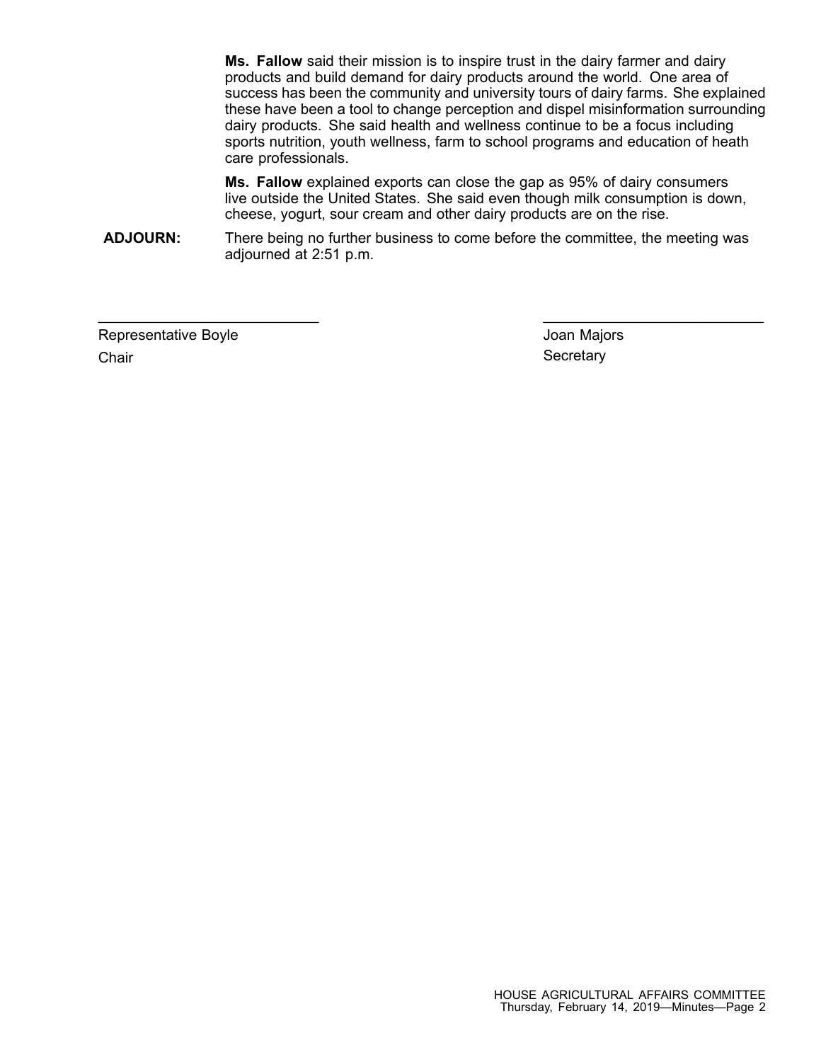**Ms. Fallow** said their mission is to inspire trust in the dairy farmer and dairy products and build demand for dairy products around the world. One area of success has been the community and university tours of dairy farms. She explained these have been a tool to change perception and dispel misinformation surrounding dairy products. She said health and wellness continue to be a focus including sports nutrition, youth wellness, farm to school programs and education of heath care professionals.

**Ms. Fallow** explained exports can close the gap as 95% of dairy consumers live outside the United States. She said even though milk consumption is down, cheese, yogurt, sour cream and other dairy products are on the rise.

**ADJOURN:** There being no further business to come before the committee, the meeting was adjourned at 2:51 p.m.

___________________________

Representative Boyle
Chair

___________________________

Joan Majors
Secretary